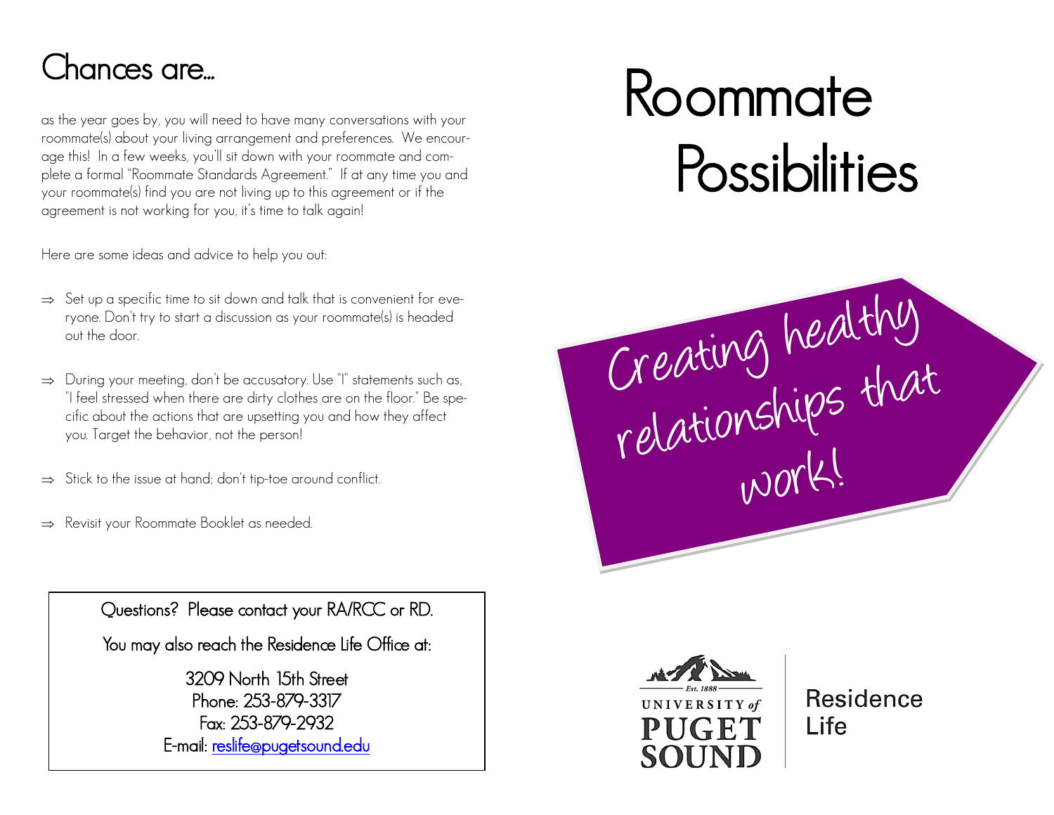## Chances are...

as the year goes by, you will need to have many conversations with your roommate(s) about your living arrangement and preferences. We encourage this! In a few weeks, you'll sit down with your roommate and complete a formal "Roommate Standards Agreement." If at any time you and your roommate(s) find you are not living up to this agreement or if the agreement is not working for you, it's time to talk again!

Here are some ideas and advice to help you out:

- ⇒ Set up a specific time to sit down and talk that is convenient for everyone. Don't try to start a discussion as your roommate(s) is headed out the door.
- ⇒ During your meeting, don't be accusatory. Use "I" statements such as, "I feel stressed when there are dirty clothes are on the floor." Be specific about the actions that are upsetting you and how they affect you. Target the behavior, not the person!
- ⇒ Stick to the issue at hand; don't tip-toe around conflict.
- ⇒ Revisit your Roommate Booklet as needed.

Questions? Please contact your RA/RCC or RD.

You may also reach the Residence Life Office at:

3209 North 15th Street
Phone: 253-879-3317
Fax: 253-879-2932
E-mail: reslife@pugetsound.edu

# Roommate Possibilities

Creating healthy relationships that work!

Est. 1888
UNIVERSITY of PUGET SOUND

Residence Life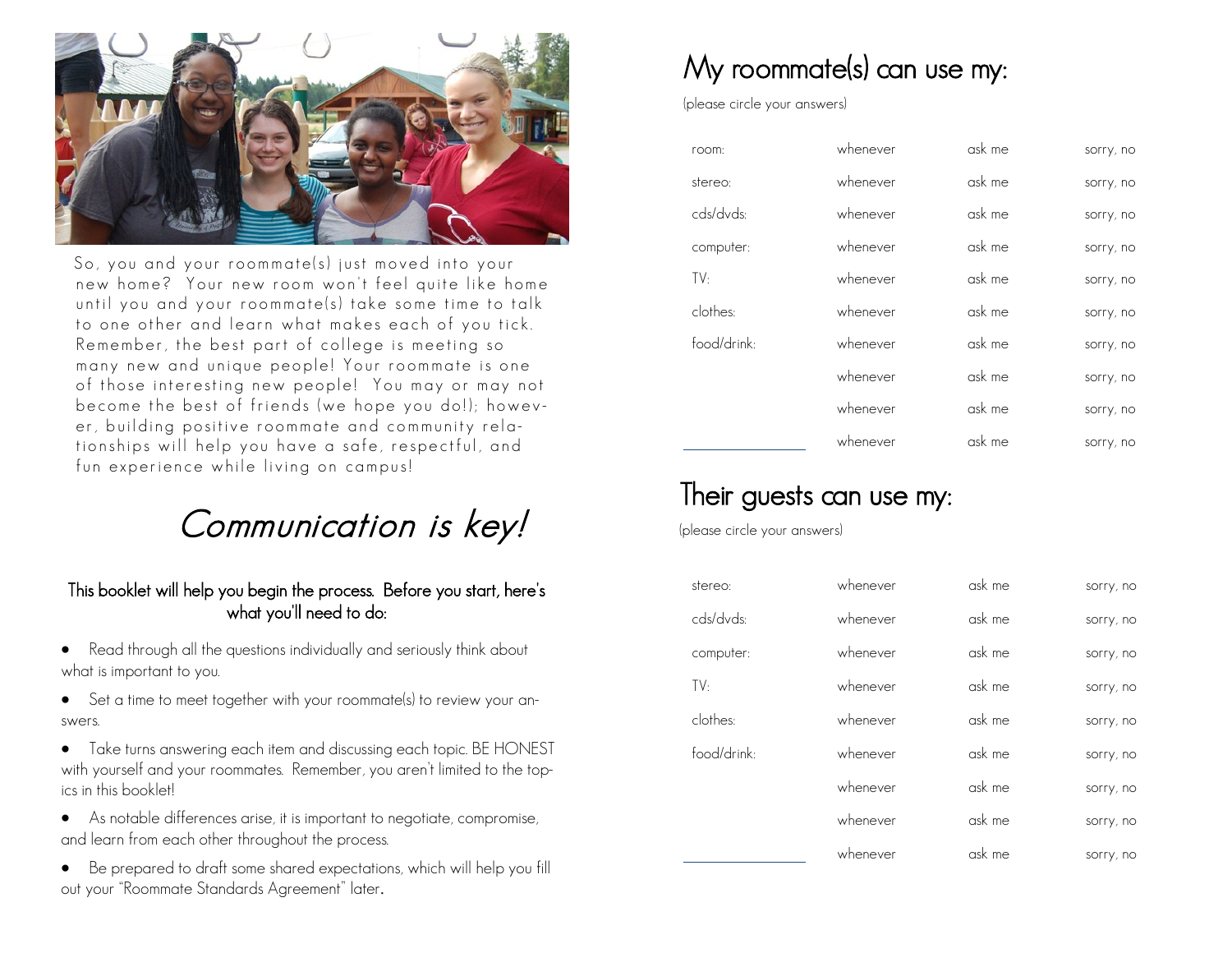So, you and your roommate(s) just moved into your new home? Your new room won't feel quite like home until you and your roommate(s) take some time to talk to one other and learn what makes each of you tick. Remember, the best part of college is meeting so many new and unique people! Your roommate is one of those interesting new people! You may or may not become the best of friends (we hope you do!); however, building positive roommate and community relationships will help you have a safe, respectful, and fun experience while living on campus!

# *Communication is key!*

### This booklet will help you begin the process. Before you start, here's what you'll need to do:

- Read through all the questions individually and seriously think about what is important to you.
- Set a time to meet together with your roommate(s) to review your answers.
- Take turns answering each item and discussing each topic. BE HONEST with yourself and your roommates. Remember, you aren't limited to the topics in this booklet!
- As notable differences arise, it is important to negotiate, compromise, and learn from each other throughout the process.
- Be prepared to draft some shared expectations, which will help you fill out your "Roommate Standards Agreement" later.

## My roommate(s) can use my:

(please circle your answers)

| | | | |
|---|---|---|---|
| room: | whenever | ask me | sorry, no |
| stereo: | whenever | ask me | sorry, no |
| cds/dvds: | whenever | ask me | sorry, no |
| computer: | whenever | ask me | sorry, no |
| TV: | whenever | ask me | sorry, no |
| clothes: | whenever | ask me | sorry, no |
| food/drink: | whenever | ask me | sorry, no |
| | whenever | ask me | sorry, no |
| | whenever | ask me | sorry, no |
| ________________ | whenever | ask me | sorry, no |

## Their guests can use my:

(please circle your answers)

| | | | |
|---|---|---|---|
| stereo: | whenever | ask me | sorry, no |
| cds/dvds: | whenever | ask me | sorry, no |
| computer: | whenever | ask me | sorry, no |
| TV: | whenever | ask me | sorry, no |
| clothes: | whenever | ask me | sorry, no |
| food/drink: | whenever | ask me | sorry, no |
| | whenever | ask me | sorry, no |
| | whenever | ask me | sorry, no |
| ________________ | whenever | ask me | sorry, no |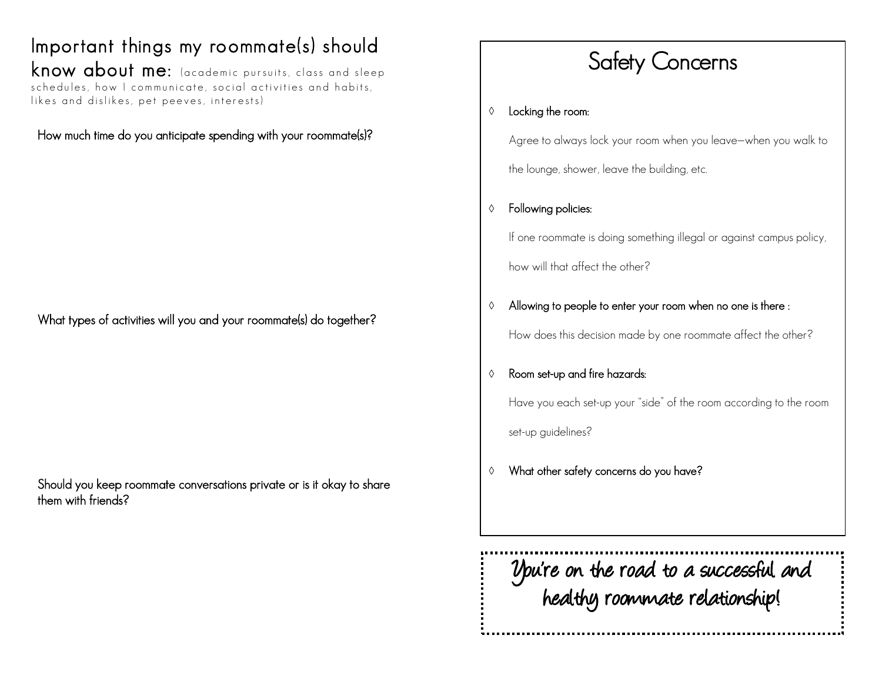## Important things my roommate(s) should know about me:

(academic pursuits, class and sleep schedules, how I communicate, social activities and habits, likes and dislikes, pet peeves, interests)

How much time do you anticipate spending with your roommate(s)?

What types of activities will you and your roommate(s) do together?

Should you keep roommate conversations private or is it okay to share them with friends?

# Safety Concerns

- **Locking the room:**

  Agree to always lock your room when you leave—when you walk to the lounge, shower, leave the building, etc.

- **Following policies:**

  If one roommate is doing something illegal or against campus policy, how will that affect the other?

- **Allowing to people to enter your room when no one is there :**

  How does this decision made by one roommate affect the other?

- **Room set-up and fire hazards:**

  Have you each set-up your "side" of the room according to the room set-up guidelines?

- **What other safety concerns do you have?**

*You're on the road to a successful and healthy roommate relationship!*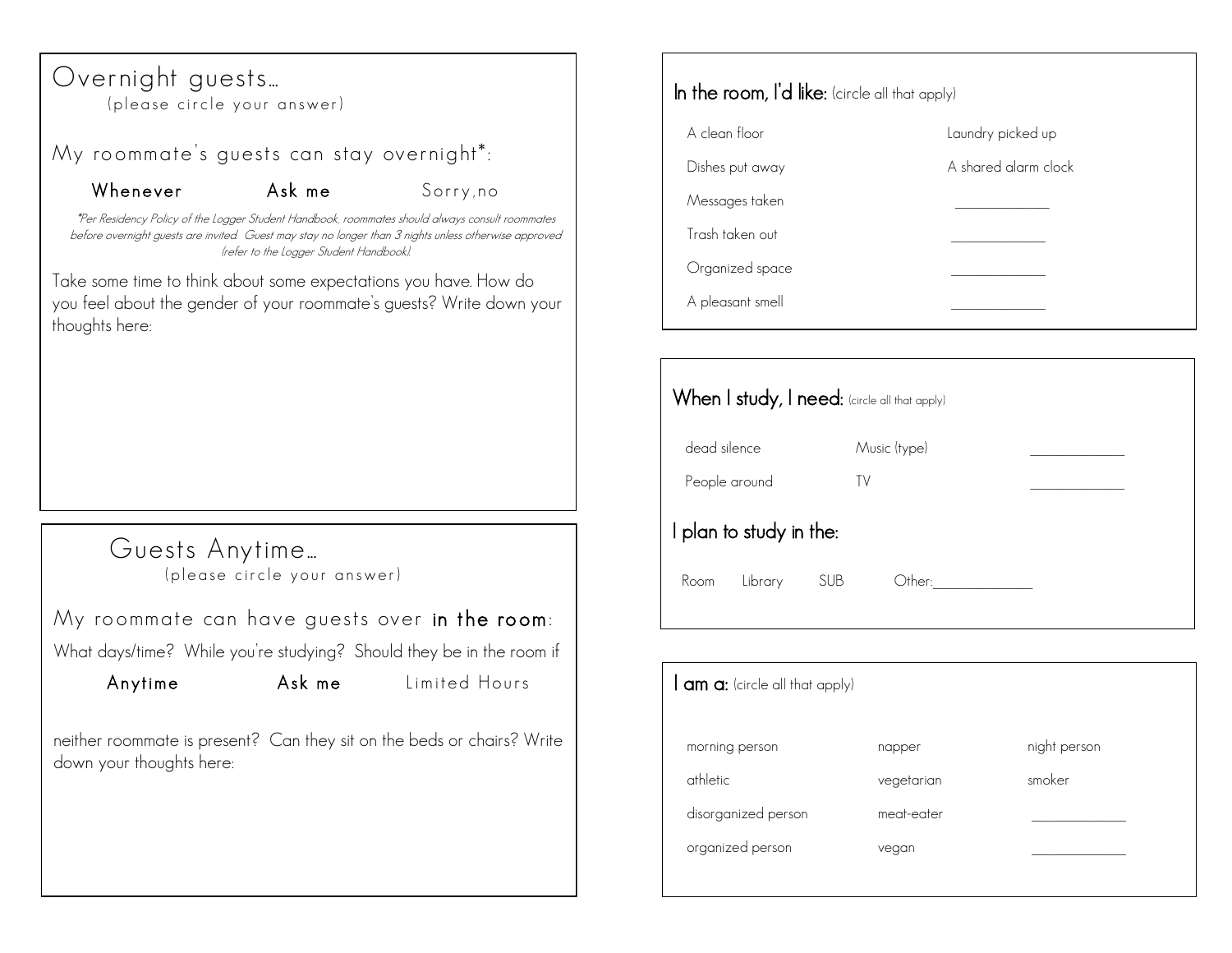## Overnight guests…

(please circle your answer)

My roommate's guests can stay overnight*:

**Whenever** **Ask me** Sorry,no

*\*Per Residency Policy of the Logger Student Handbook, roommates should always consult roommates before overnight guests are invited. Guest may stay no longer than 3 nights unless otherwise approved (refer to the Logger Student Handbook).*

Take some time to think about some expectations you have. How do you feel about the gender of your roommate's guests? Write down your thoughts here:

## Guests Anytime…

(please circle your answer)

My roommate can have guests over **in the room**:

What days/time? While you're studying? Should they be in the room if neither roommate is present? Can they sit on the beds or chairs? Write down your thoughts here:

**Anytime** **Ask me** Limited Hours

## In the room, I'd like: (circle all that apply)

| | |
|---|---|
| A clean floor | Laundry picked up |
| Dishes put away | A shared alarm clock |
| Messages taken | ___________ |
| Trash taken out | ___________ |
| Organized space | ___________ |
| A pleasant smell | ___________ |

## When I study, I need: (circle all that apply)

| | | |
|---|---|---|
| dead silence | Music (type) | ___________ |
| People around | TV | ___________ |

## I plan to study in the:

Room Library SUB Other:___________

## I am a: (circle all that apply)

| | | |
|---|---|---|
| morning person | napper | night person |
| athletic | vegetarian | smoker |
| disorganized person | meat-eater | ___________ |
| organized person | vegan | ___________ |